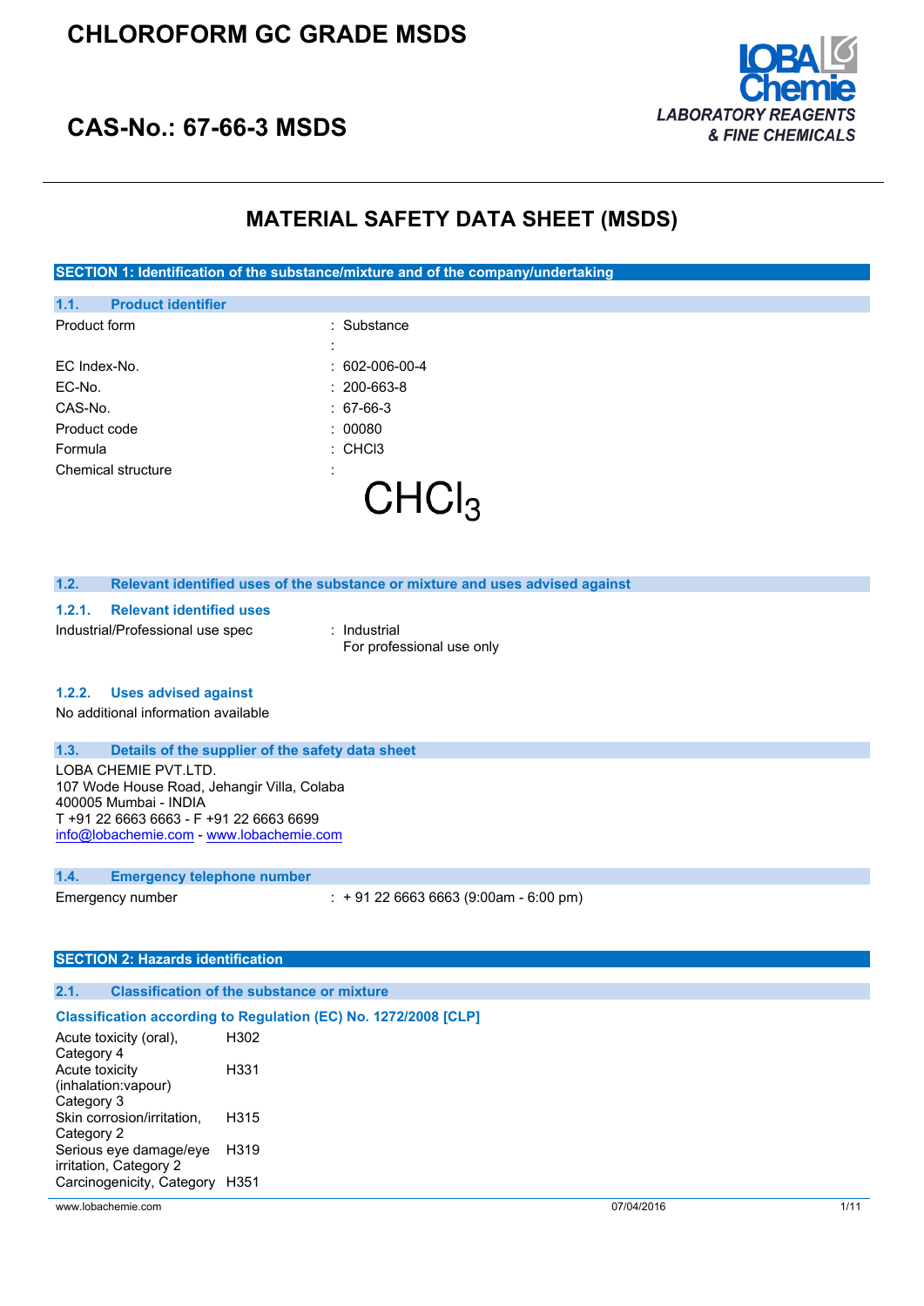# CHLOROFORM GC GRADE MSDS

## CAS-No.: 67-66-3 MSDS

LOBA Chemie
*LABORATORY REAGENTS & FINE CHEMICALS*

---

# MATERIAL SAFETY DATA SHEET (MSDS)

## SECTION 1: Identification of the substance/mixture and of the company/undertaking

### 1.1. Product identifier

| | |
|---|---|
| Product form | : Substance |
| | : |
| EC Index-No. | : 602-006-00-4 |
| EC-No. | : 200-663-8 |
| CAS-No. | : 67-66-3 |
| Product code | : 00080 |
| Formula | : CHCl3 |
| Chemical structure | : |

$$CHCl_3$$

### 1.2. Relevant identified uses of the substance or mixture and uses advised against

#### 1.2.1. Relevant identified uses

| | |
|---|---|
| Industrial/Professional use spec | : Industrial<br>For professional use only |

#### 1.2.2. Uses advised against

No additional information available

### 1.3. Details of the supplier of the safety data sheet

LOBA CHEMIE PVT.LTD.
107 Wode House Road, Jehangir Villa, Colaba
400005 Mumbai - INDIA
T +91 22 6663 6663 - F +91 22 6663 6699
info@lobachemie.com - www.lobachemie.com

### 1.4. Emergency telephone number

| | |
|---|---|
| Emergency number | : + 91 22 6663 6663 (9:00am - 6:00 pm) |

## SECTION 2: Hazards identification

### 2.1. Classification of the substance or mixture

**Classification according to Regulation (EC) No. 1272/2008 [CLP]**

| | |
|---|---|
| Acute toxicity (oral), Category 4 | H302 |
| Acute toxicity (inhalation:vapour) Category 3 | H331 |
| Skin corrosion/irritation, Category 2 | H315 |
| Serious eye damage/eye irritation, Category 2 | H319 |
| Carcinogenicity, Category | H351 |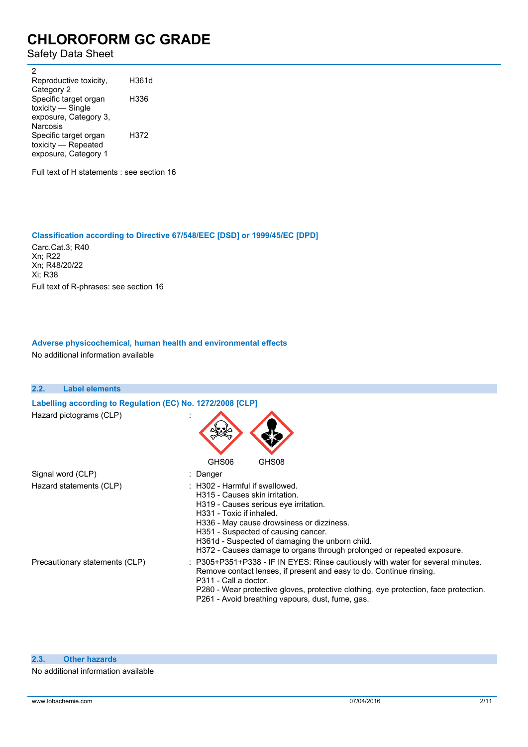| | |
|---|---|
| 2 | |
| Reproductive toxicity, Category 2 | H361d |
| Specific target organ toxicity — Single exposure, Category 3, Narcosis | H336 |
| Specific target organ toxicity — Repeated exposure, Category 1 | H372 |

Full text of H statements : see section 16

### Classification according to Directive 67/548/EEC [DSD] or 1999/45/EC [DPD]

Carc.Cat.3; R40
Xn; R22
Xn; R48/20/22
Xi; R38

Full text of R-phrases: see section 16

### Adverse physicochemical, human health and environmental effects

No additional information available

## 2.2. Label elements

### Labelling according to Regulation (EC) No. 1272/2008 [CLP]

Hazard pictograms (CLP) :

GHS06 GHS08

Signal word (CLP) : Danger

Hazard statements (CLP) :
- H302 - Harmful if swallowed.
- H315 - Causes skin irritation.
- H319 - Causes serious eye irritation.
- H331 - Toxic if inhaled.
- H336 - May cause drowsiness or dizziness.
- H351 - Suspected of causing cancer.
- H361d - Suspected of damaging the unborn child.
- H372 - Causes damage to organs through prolonged or repeated exposure.

Precautionary statements (CLP) :
- P305+P351+P338 - IF IN EYES: Rinse cautiously with water for several minutes. Remove contact lenses, if present and easy to do. Continue rinsing.
- P311 - Call a doctor.
- P280 - Wear protective gloves, protective clothing, eye protection, face protection.
- P261 - Avoid breathing vapours, dust, fume, gas.

## 2.3. Other hazards

No additional information available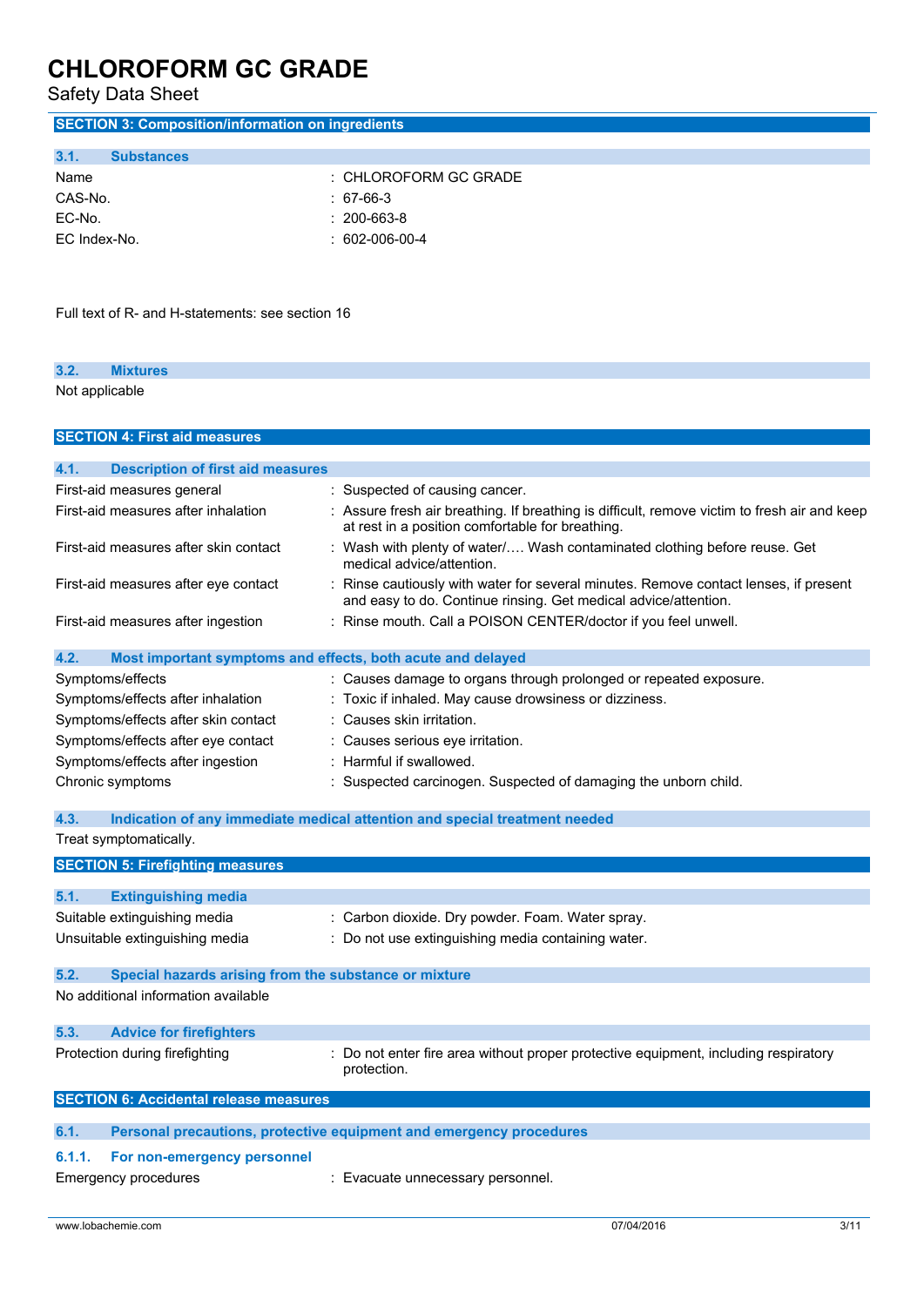## SECTION 3: Composition/information on ingredients

### 3.1. Substances

| | |
|---|---|
| Name | : CHLOROFORM GC GRADE |
| CAS-No. | : 67-66-3 |
| EC-No. | : 200-663-8 |
| EC Index-No. | : 602-006-00-4 |

Full text of R- and H-statements: see section 16

### 3.2. Mixtures

Not applicable

## SECTION 4: First aid measures

### 4.1. Description of first aid measures

| | |
|---|---|
| First-aid measures general | : Suspected of causing cancer. |
| First-aid measures after inhalation | : Assure fresh air breathing. If breathing is difficult, remove victim to fresh air and keep at rest in a position comfortable for breathing. |
| First-aid measures after skin contact | : Wash with plenty of water/…. Wash contaminated clothing before reuse. Get medical advice/attention. |
| First-aid measures after eye contact | : Rinse cautiously with water for several minutes. Remove contact lenses, if present and easy to do. Continue rinsing. Get medical advice/attention. |
| First-aid measures after ingestion | : Rinse mouth. Call a POISON CENTER/doctor if you feel unwell. |

### 4.2. Most important symptoms and effects, both acute and delayed

| | |
|---|---|
| Symptoms/effects | : Causes damage to organs through prolonged or repeated exposure. |
| Symptoms/effects after inhalation | : Toxic if inhaled. May cause drowsiness or dizziness. |
| Symptoms/effects after skin contact | : Causes skin irritation. |
| Symptoms/effects after eye contact | : Causes serious eye irritation. |
| Symptoms/effects after ingestion | : Harmful if swallowed. |
| Chronic symptoms | : Suspected carcinogen. Suspected of damaging the unborn child. |

### 4.3. Indication of any immediate medical attention and special treatment needed

Treat symptomatically.

## SECTION 5: Firefighting measures

### 5.1. Extinguishing media

| | |
|---|---|
| Suitable extinguishing media | : Carbon dioxide. Dry powder. Foam. Water spray. |
| Unsuitable extinguishing media | : Do not use extinguishing media containing water. |

### 5.2. Special hazards arising from the substance or mixture

No additional information available

### 5.3. Advice for firefighters

| | |
|---|---|
| Protection during firefighting | : Do not enter fire area without proper protective equipment, including respiratory protection. |

## SECTION 6: Accidental release measures

### 6.1. Personal precautions, protective equipment and emergency procedures

#### 6.1.1. For non-emergency personnel

| | |
|---|---|
| Emergency procedures | : Evacuate unnecessary personnel. |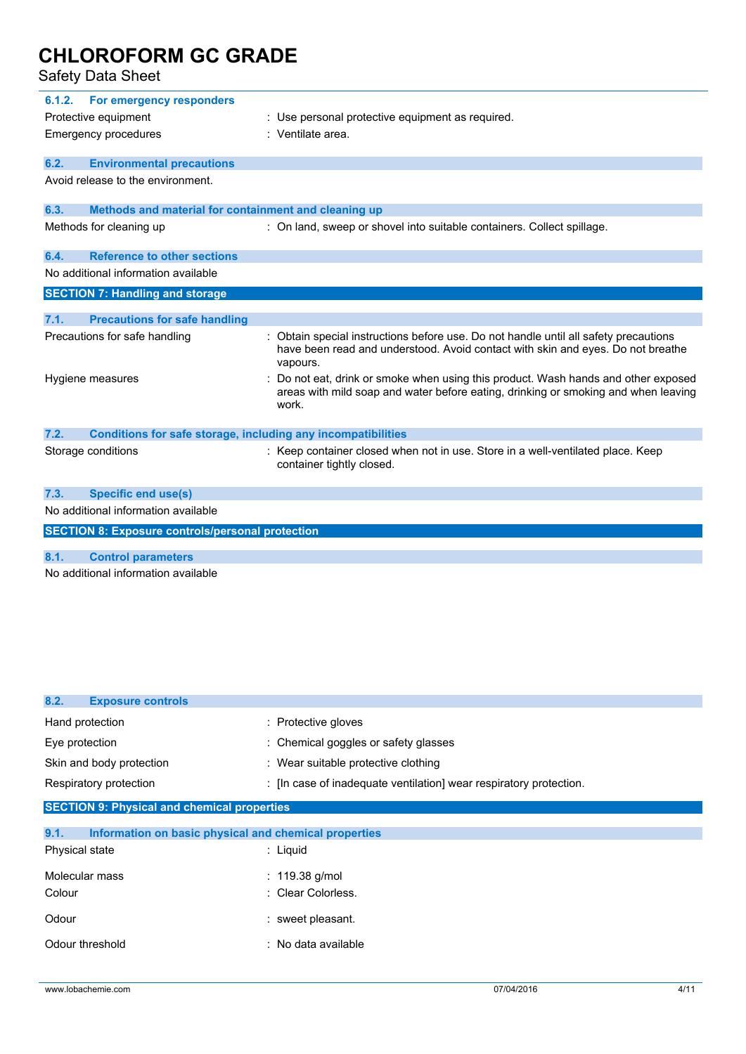#### 6.1.2. For emergency responders

Protective equipment : Use personal protective equipment as required.

Emergency procedures : Ventilate area.

### 6.2. Environmental precautions

Avoid release to the environment.

### 6.3. Methods and material for containment and cleaning up

Methods for cleaning up : On land, sweep or shovel into suitable containers. Collect spillage.

### 6.4. Reference to other sections

No additional information available

## SECTION 7: Handling and storage

### 7.1. Precautions for safe handling

Precautions for safe handling : Obtain special instructions before use. Do not handle until all safety precautions have been read and understood. Avoid contact with skin and eyes. Do not breathe vapours.

Hygiene measures : Do not eat, drink or smoke when using this product. Wash hands and other exposed areas with mild soap and water before eating, drinking or smoking and when leaving work.

### 7.2. Conditions for safe storage, including any incompatibilities

Storage conditions : Keep container closed when not in use. Store in a well-ventilated place. Keep container tightly closed.

### 7.3. Specific end use(s)

No additional information available

## SECTION 8: Exposure controls/personal protection

### 8.1. Control parameters

No additional information available

### 8.2. Exposure controls

Hand protection : Protective gloves

Eye protection : Chemical goggles or safety glasses

Skin and body protection : Wear suitable protective clothing

Respiratory protection : [In case of inadequate ventilation] wear respiratory protection.

## SECTION 9: Physical and chemical properties

### 9.1. Information on basic physical and chemical properties

Physical state : Liquid

Molecular mass : 119.38 g/mol

Colour : Clear Colorless.

Odour : sweet pleasant.

Odour threshold : No data available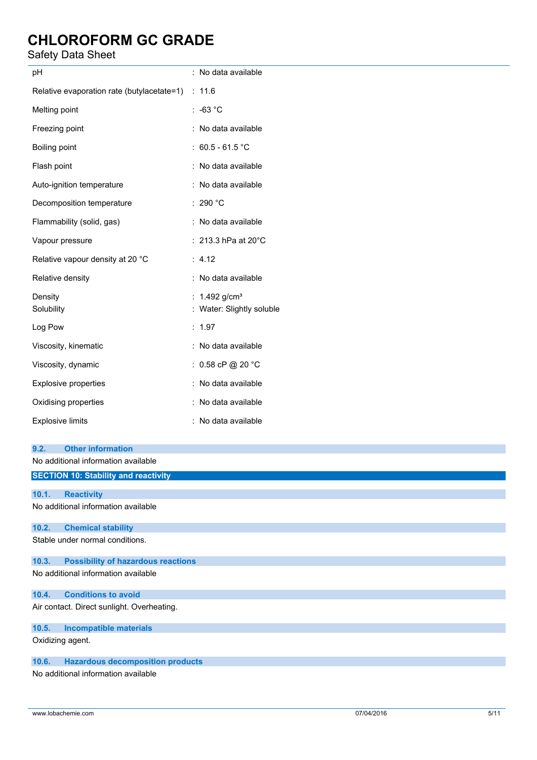| | |
|---|---|
| pH | : No data available |
| Relative evaporation rate (butylacetate=1) | : 11.6 |
| Melting point | : -63 °C |
| Freezing point | : No data available |
| Boiling point | : 60.5 - 61.5 °C |
| Flash point | : No data available |
| Auto-ignition temperature | : No data available |
| Decomposition temperature | : 290 °C |
| Flammability (solid, gas) | : No data available |
| Vapour pressure | : 213.3 hPa at 20°C |
| Relative vapour density at 20 °C | : 4.12 |
| Relative density | : No data available |
| Density | : 1.492 g/cm³ |
| Solubility | : Water: Slightly soluble |
| Log Pow | : 1.97 |
| Viscosity, kinematic | : No data available |
| Viscosity, dynamic | : 0.58 cP @ 20 °C |
| Explosive properties | : No data available |
| Oxidising properties | : No data available |
| Explosive limits | : No data available |

### 9.2. Other information

No additional information available

## SECTION 10: Stability and reactivity

### 10.1. Reactivity

No additional information available

### 10.2. Chemical stability

Stable under normal conditions.

### 10.3. Possibility of hazardous reactions

No additional information available

### 10.4. Conditions to avoid

Air contact. Direct sunlight. Overheating.

### 10.5. Incompatible materials

Oxidizing agent.

### 10.6. Hazardous decomposition products

No additional information available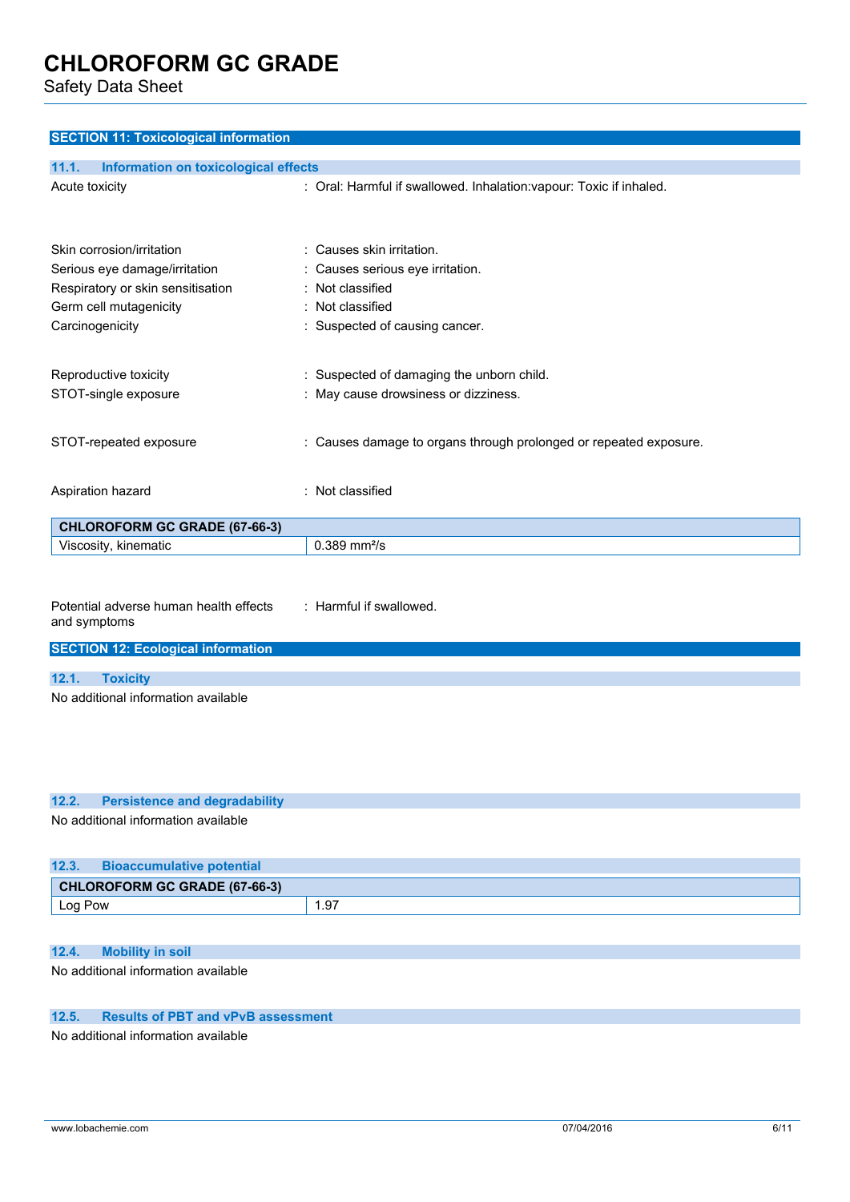## SECTION 11: Toxicological information

### 11.1. Information on toxicological effects

| | |
|---|---|
| Acute toxicity | : Oral: Harmful if swallowed. Inhalation:vapour: Toxic if inhaled. |
| Skin corrosion/irritation | : Causes skin irritation. |
| Serious eye damage/irritation | : Causes serious eye irritation. |
| Respiratory or skin sensitisation | : Not classified |
| Germ cell mutagenicity | : Not classified |
| Carcinogenicity | : Suspected of causing cancer. |
| Reproductive toxicity | : Suspected of damaging the unborn child. |
| STOT-single exposure | : May cause drowsiness or dizziness. |
| STOT-repeated exposure | : Causes damage to organs through prolonged or repeated exposure. |
| Aspiration hazard | : Not classified |

| CHLOROFORM GC GRADE (67-66-3) | |
|---|---|
| Viscosity, kinematic | 0.389 $mm^2/s$ |

| | |
|---|---|
| Potential adverse human health effects and symptoms | : Harmful if swallowed. |

## SECTION 12: Ecological information

### 12.1. Toxicity

No additional information available

### 12.2. Persistence and degradability

No additional information available

### 12.3. Bioaccumulative potential

| CHLOROFORM GC GRADE (67-66-3) | |
|---|---|
| Log Pow | 1.97 |

### 12.4. Mobility in soil

No additional information available

### 12.5. Results of PBT and vPvB assessment

No additional information available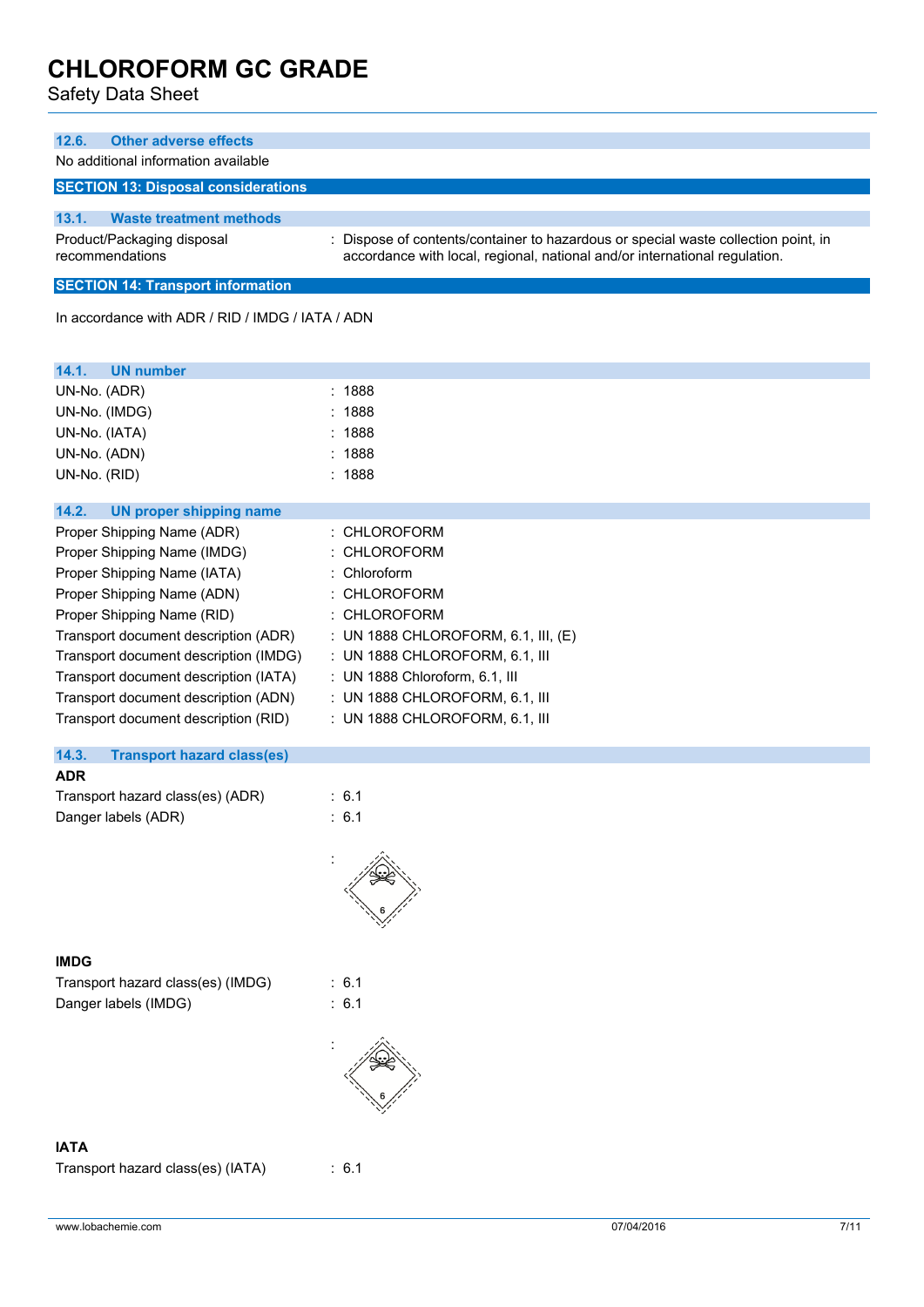### 12.6. Other adverse effects

No additional information available

## SECTION 13: Disposal considerations

### 13.1. Waste treatment methods

Product/Packaging disposal recommendations : Dispose of contents/container to hazardous or special waste collection point, in accordance with local, regional, national and/or international regulation.

## SECTION 14: Transport information

In accordance with ADR / RID / IMDG / IATA / ADN

### 14.1. UN number

UN-No. (ADR) : 1888
UN-No. (IMDG) : 1888
UN-No. (IATA) : 1888
UN-No. (ADN) : 1888
UN-No. (RID) : 1888

### 14.2. UN proper shipping name

Proper Shipping Name (ADR) : CHLOROFORM
Proper Shipping Name (IMDG) : CHLOROFORM
Proper Shipping Name (IATA) : Chloroform
Proper Shipping Name (ADN) : CHLOROFORM
Proper Shipping Name (RID) : CHLOROFORM
Transport document description (ADR) : UN 1888 CHLOROFORM, 6.1, III, (E)
Transport document description (IMDG) : UN 1888 CHLOROFORM, 6.1, III
Transport document description (IATA) : UN 1888 Chloroform, 6.1, III
Transport document description (ADN) : UN 1888 CHLOROFORM, 6.1, III
Transport document description (RID) : UN 1888 CHLOROFORM, 6.1, III

### 14.3. Transport hazard class(es)

**ADR**

Transport hazard class(es) (ADR) : 6.1
Danger labels (ADR) : 6.1

:

**IMDG**

Transport hazard class(es) (IMDG) : 6.1
Danger labels (IMDG) : 6.1

:

**IATA**

Transport hazard class(es) (IATA) : 6.1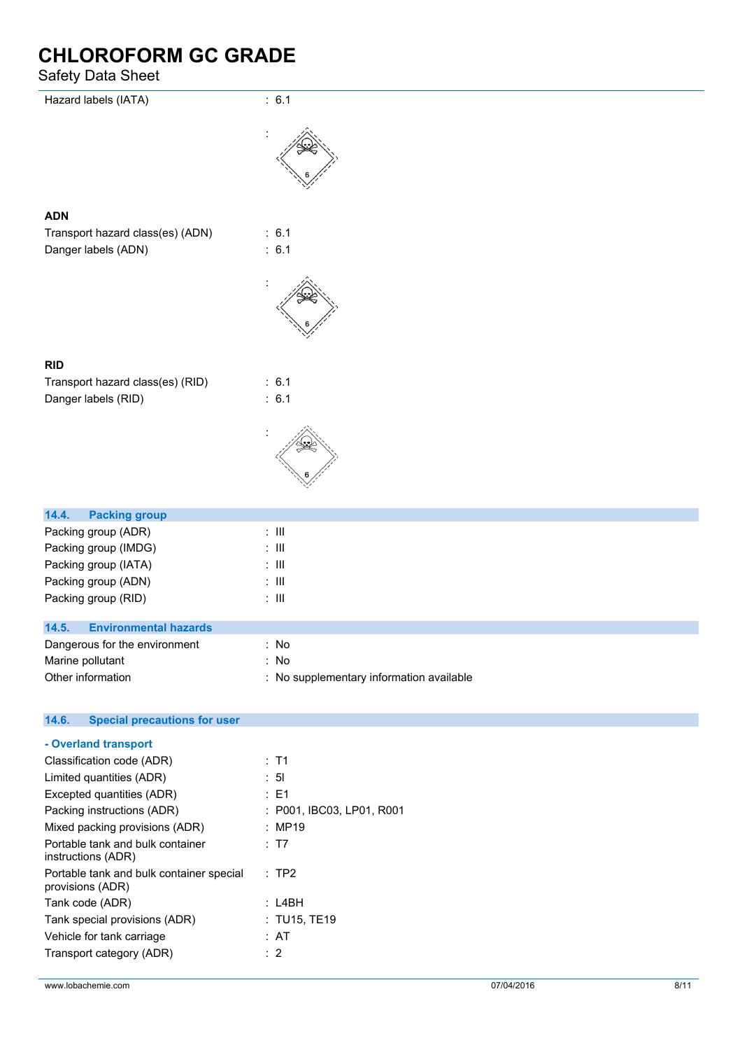Hazard labels (IATA) : 6.1

:

### ADN

Transport hazard class(es) (ADN) : 6.1

Danger labels (ADN) : 6.1

:

### RID

Transport hazard class(es) (RID) : 6.1

Danger labels (RID) : 6.1

:

## 14.4. Packing group

Packing group (ADR) : III

Packing group (IMDG) : III

Packing group (IATA) : III

Packing group (ADN) : III

Packing group (RID) : III

## 14.5. Environmental hazards

Dangerous for the environment : No

Marine pollutant : No

Other information : No supplementary information available

## 14.6. Special precautions for user

### - Overland transport

Classification code (ADR) : T1

Limited quantities (ADR) : 5l

Excepted quantities (ADR) : E1

Packing instructions (ADR) : P001, IBC03, LP01, R001

Mixed packing provisions (ADR) : MP19

Portable tank and bulk container instructions (ADR) : T7

Portable tank and bulk container special provisions (ADR) : TP2

Tank code (ADR) : L4BH

Tank special provisions (ADR) : TU15, TE19

Vehicle for tank carriage : AT

Transport category (ADR) : 2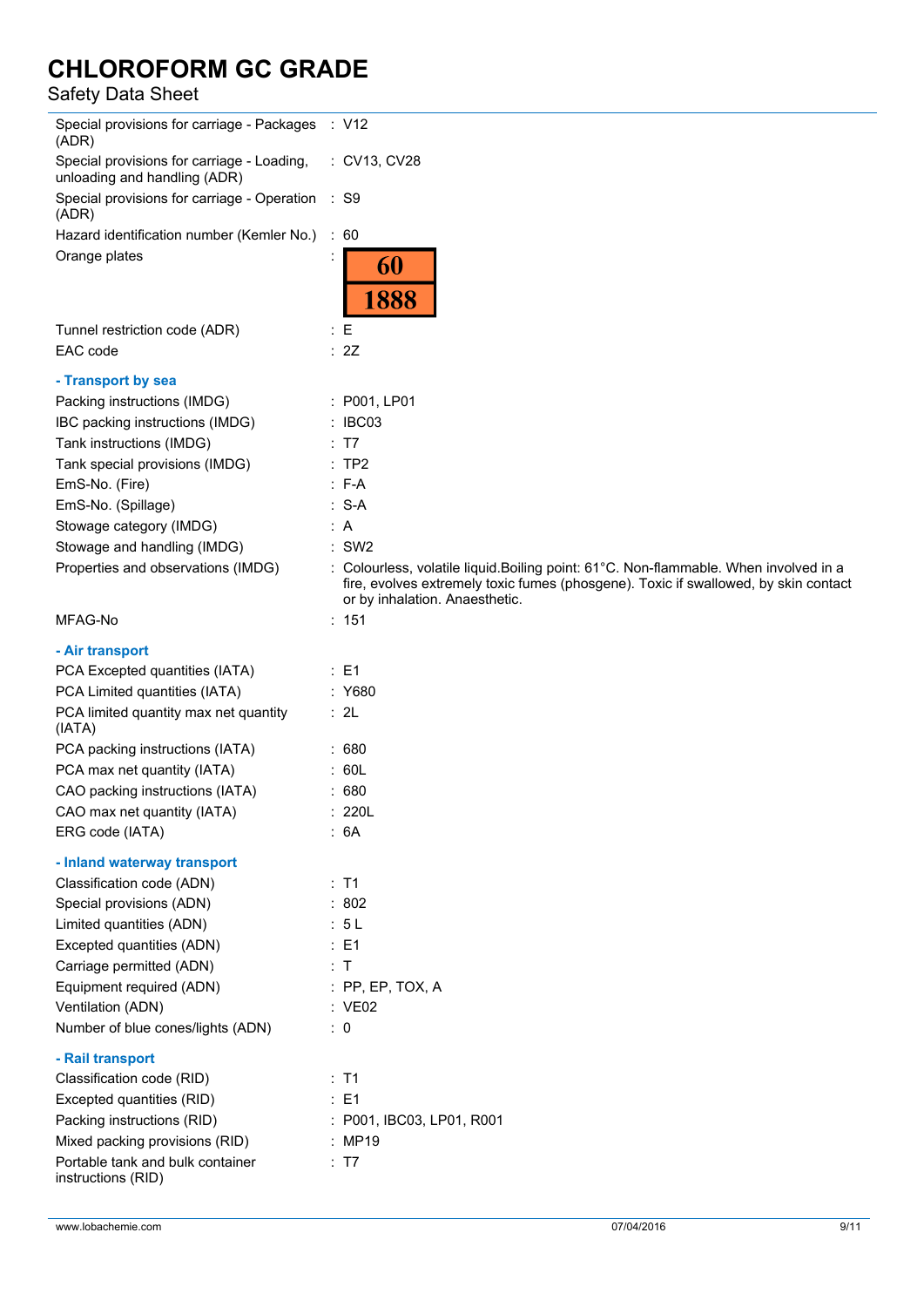| | |
|---|---|
| Special provisions for carriage - Packages (ADR) | : V12 |
| Special provisions for carriage - Loading, unloading and handling (ADR) | : CV13, CV28 |
| Special provisions for carriage - Operation (ADR) | : S9 |
| Hazard identification number (Kemler No.) | : 60 |
| Orange plates | : 60 / 1888 |
| Tunnel restriction code (ADR) | : E |
| EAC code | : 2Z |

### - Transport by sea

| | |
|---|---|
| Packing instructions (IMDG) | : P001, LP01 |
| IBC packing instructions (IMDG) | : IBC03 |
| Tank instructions (IMDG) | : T7 |
| Tank special provisions (IMDG) | : TP2 |
| EmS-No. (Fire) | : F-A |
| EmS-No. (Spillage) | : S-A |
| Stowage category (IMDG) | : A |
| Stowage and handling (IMDG) | : SW2 |
| Properties and observations (IMDG) | : Colourless, volatile liquid.Boiling point: 61°C. Non-flammable. When involved in a fire, evolves extremely toxic fumes (phosgene). Toxic if swallowed, by skin contact or by inhalation. Anaesthetic. |
| MFAG-No | : 151 |

### - Air transport

| | |
|---|---|
| PCA Excepted quantities (IATA) | : E1 |
| PCA Limited quantities (IATA) | : Y680 |
| PCA limited quantity max net quantity (IATA) | : 2L |
| PCA packing instructions (IATA) | : 680 |
| PCA max net quantity (IATA) | : 60L |
| CAO packing instructions (IATA) | : 680 |
| CAO max net quantity (IATA) | : 220L |
| ERG code (IATA) | : 6A |

### - Inland waterway transport

| | |
|---|---|
| Classification code (ADN) | : T1 |
| Special provisions (ADN) | : 802 |
| Limited quantities (ADN) | : 5 L |
| Excepted quantities (ADN) | : E1 |
| Carriage permitted (ADN) | : T |
| Equipment required (ADN) | : PP, EP, TOX, A |
| Ventilation (ADN) | : VE02 |
| Number of blue cones/lights (ADN) | : 0 |

### - Rail transport

| | |
|---|---|
| Classification code (RID) | : T1 |
| Excepted quantities (RID) | : E1 |
| Packing instructions (RID) | : P001, IBC03, LP01, R001 |
| Mixed packing provisions (RID) | : MP19 |
| Portable tank and bulk container instructions (RID) | : T7 |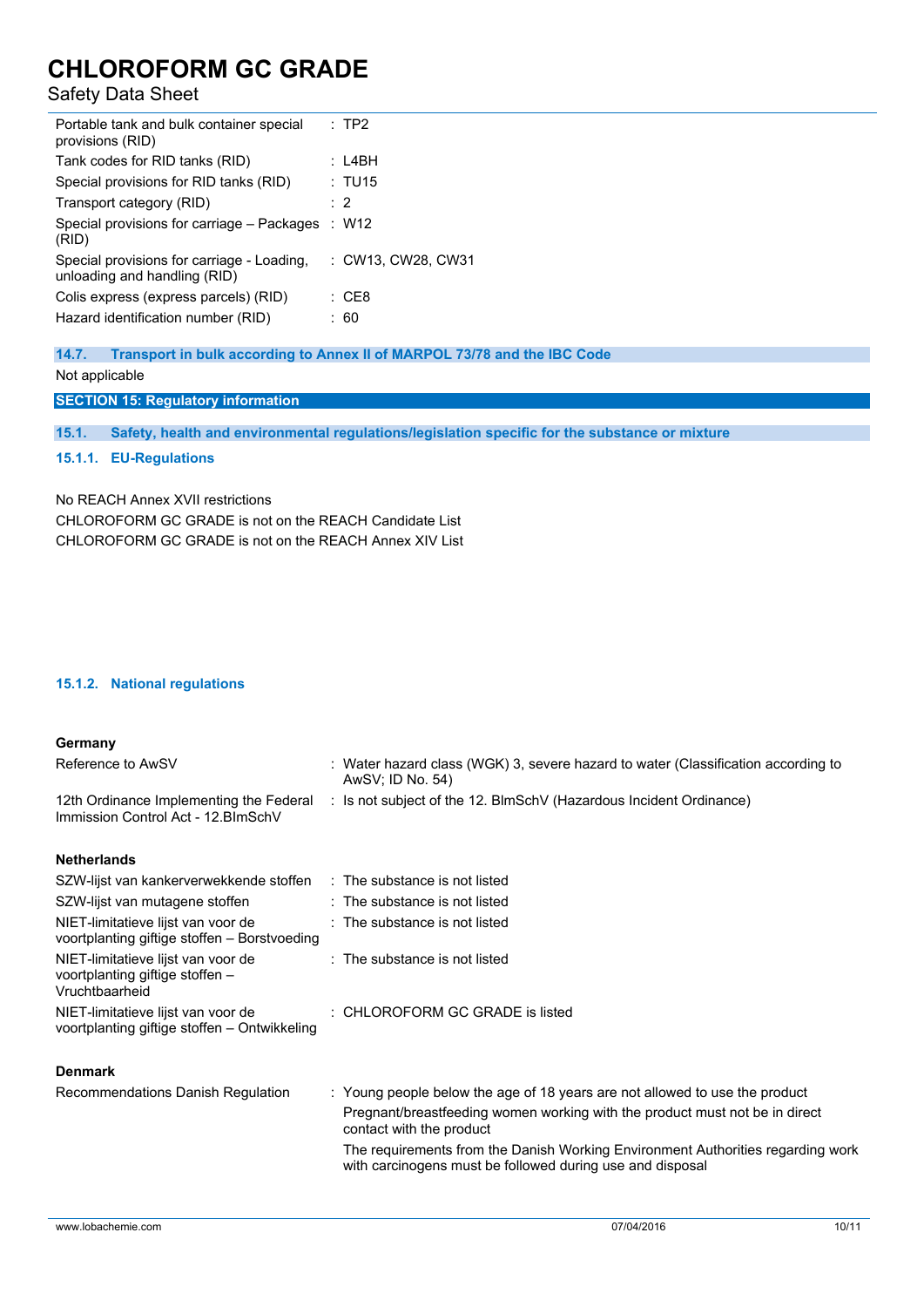| | |
|---|---|
| Portable tank and bulk container special provisions (RID) | : TP2 |
| Tank codes for RID tanks (RID) | : L4BH |
| Special provisions for RID tanks (RID) | : TU15 |
| Transport category (RID) | : 2 |
| Special provisions for carriage – Packages (RID) | : W12 |
| Special provisions for carriage - Loading, unloading and handling (RID) | : CW13, CW28, CW31 |
| Colis express (express parcels) (RID) | : CE8 |
| Hazard identification number (RID) | : 60 |

### 14.7. Transport in bulk according to Annex II of MARPOL 73/78 and the IBC Code

Not applicable

## SECTION 15: Regulatory information

### 15.1. Safety, health and environmental regulations/legislation specific for the substance or mixture

#### 15.1.1. EU-Regulations

No REACH Annex XVII restrictions

CHLOROFORM GC GRADE is not on the REACH Candidate List

CHLOROFORM GC GRADE is not on the REACH Annex XIV List

#### 15.1.2. National regulations

**Germany**

| | |
|---|---|
| Reference to AwSV | : Water hazard class (WGK) 3, severe hazard to water (Classification according to AwSV; ID No. 54) |
| 12th Ordinance Implementing the Federal Immission Control Act - 12.BImSchV | : Is not subject of the 12. BlmSchV (Hazardous Incident Ordinance) |

**Netherlands**

| | |
|---|---|
| SZW-lijst van kankerverwekkende stoffen | : The substance is not listed |
| SZW-lijst van mutagene stoffen | : The substance is not listed |
| NIET-limitatieve lijst van voor de voortplanting giftige stoffen – Borstvoeding | : The substance is not listed |
| NIET-limitatieve lijst van voor de voortplanting giftige stoffen – Vruchtbaarheid | : The substance is not listed |
| NIET-limitatieve lijst van voor de voortplanting giftige stoffen – Ontwikkeling | : CHLOROFORM GC GRADE is listed |

**Denmark**

| | |
|---|---|
| Recommendations Danish Regulation | : Young people below the age of 18 years are not allowed to use the product<br>Pregnant/breastfeeding women working with the product must not be in direct contact with the product<br>The requirements from the Danish Working Environment Authorities regarding work with carcinogens must be followed during use and disposal |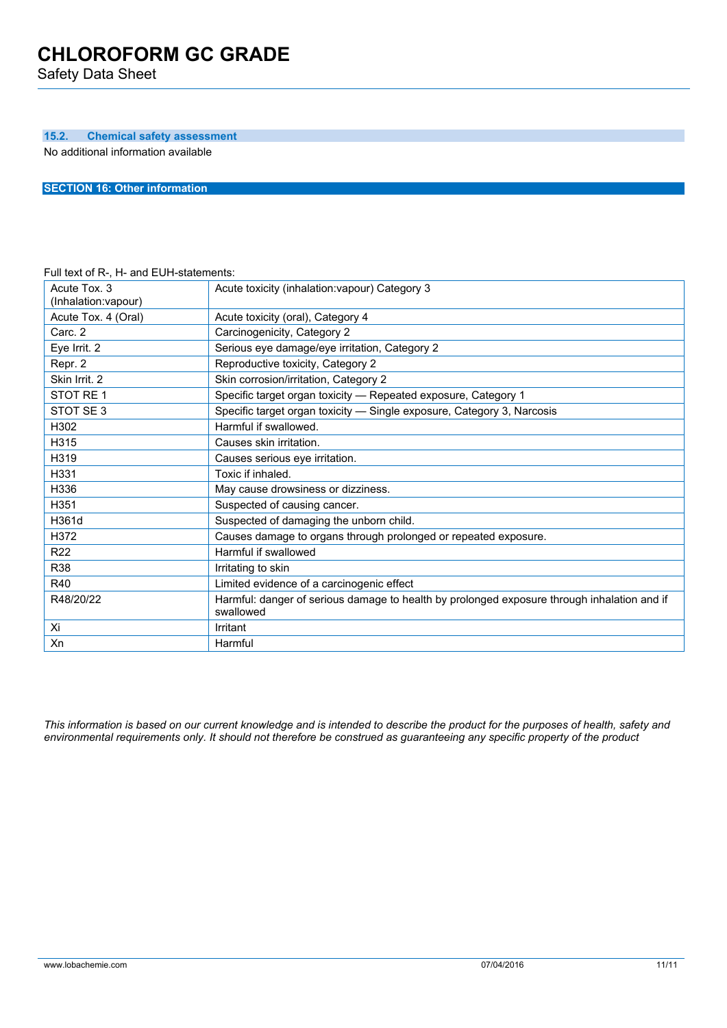### 15.2. Chemical safety assessment

No additional information available

## SECTION 16: Other information

Full text of R-, H- and EUH-statements:

| | |
|---|---|
| Acute Tox. 3 (Inhalation:vapour) | Acute toxicity (inhalation:vapour) Category 3 |
| Acute Tox. 4 (Oral) | Acute toxicity (oral), Category 4 |
| Carc. 2 | Carcinogenicity, Category 2 |
| Eye Irrit. 2 | Serious eye damage/eye irritation, Category 2 |
| Repr. 2 | Reproductive toxicity, Category 2 |
| Skin Irrit. 2 | Skin corrosion/irritation, Category 2 |
| STOT RE 1 | Specific target organ toxicity — Repeated exposure, Category 1 |
| STOT SE 3 | Specific target organ toxicity — Single exposure, Category 3, Narcosis |
| H302 | Harmful if swallowed. |
| H315 | Causes skin irritation. |
| H319 | Causes serious eye irritation. |
| H331 | Toxic if inhaled. |
| H336 | May cause drowsiness or dizziness. |
| H351 | Suspected of causing cancer. |
| H361d | Suspected of damaging the unborn child. |
| H372 | Causes damage to organs through prolonged or repeated exposure. |
| R22 | Harmful if swallowed |
| R38 | Irritating to skin |
| R40 | Limited evidence of a carcinogenic effect |
| R48/20/22 | Harmful: danger of serious damage to health by prolonged exposure through inhalation and if swallowed |
| Xi | Irritant |
| Xn | Harmful |

*This information is based on our current knowledge and is intended to describe the product for the purposes of health, safety and environmental requirements only. It should not therefore be construed as guaranteeing any specific property of the product*